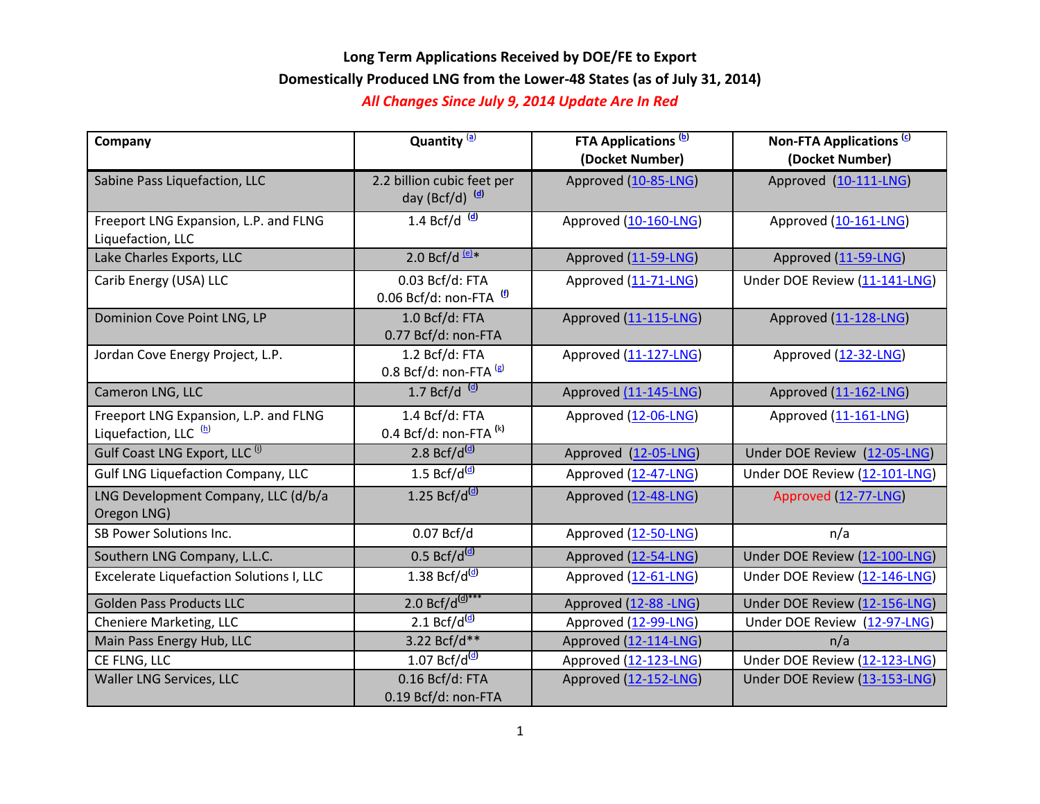**Long Term Applications Received by DOE/FE to Export**

**Domestically Produced LNG from the Lower-48 States (as of July 31, 2014)**

*All Changes Since July 9, 2014 Update Are In Red*

| Company | Quantity [a] | FTA Applications [b] (Docket Number) | Non-FTA Applications [c] (Docket Number) |
|---|---|---|---|
| Sabine Pass Liquefaction, LLC | 2.2 billion cubic feet per day (Bcf/d) [d] | Approved (10-85-LNG) | Approved (10-111-LNG) |
| Freeport LNG Expansion, L.P. and FLNG Liquefaction, LLC | 1.4 Bcf/d [d] | Approved (10-160-LNG) | Approved (10-161-LNG) |
| Lake Charles Exports, LLC | 2.0 Bcf/d [e]* | Approved (11-59-LNG) | Approved (11-59-LNG) |
| Carib Energy (USA) LLC | 0.03 Bcf/d: FTA<br>0.06 Bcf/d: non-FTA [f] | Approved (11-71-LNG) | Under DOE Review (11-141-LNG) |
| Dominion Cove Point LNG, LP | 1.0 Bcf/d: FTA<br>0.77 Bcf/d: non-FTA | Approved (11-115-LNG) | Approved (11-128-LNG) |
| Jordan Cove Energy Project, L.P. | 1.2 Bcf/d: FTA<br>0.8 Bcf/d: non-FTA [g] | Approved (11-127-LNG) | Approved (12-32-LNG) |
| Cameron LNG, LLC | 1.7 Bcf/d [d] | Approved (11-145-LNG) | Approved (11-162-LNG) |
| Freeport LNG Expansion, L.P. and FLNG Liquefaction, LLC [h] | 1.4 Bcf/d: FTA<br>0.4 Bcf/d: non-FTA [k] | Approved (12-06-LNG) | Approved (11-161-LNG) |
| Gulf Coast LNG Export, LLC [i] | 2.8 Bcf/d[d] | Approved (12-05-LNG) | Under DOE Review (12-05-LNG) |
| Gulf LNG Liquefaction Company, LLC | 1.5 Bcf/d[d] | Approved (12-47-LNG) | Under DOE Review (12-101-LNG) |
| LNG Development Company, LLC (d/b/a Oregon LNG) | 1.25 Bcf/d[d] | Approved (12-48-LNG) | Approved (12-77-LNG) |
| SB Power Solutions Inc. | 0.07 Bcf/d | Approved (12-50-LNG) | n/a |
| Southern LNG Company, L.L.C. | 0.5 Bcf/d[d] | Approved (12-54-LNG) | Under DOE Review (12-100-LNG) |
| Excelerate Liquefaction Solutions I, LLC | 1.38 Bcf/d[d] | Approved (12-61-LNG) | Under DOE Review (12-146-LNG) |
| Golden Pass Products LLC | 2.0 Bcf/d[d]*** | Approved (12-88 -LNG) | Under DOE Review (12-156-LNG) |
| Cheniere Marketing, LLC | 2.1 Bcf/d[d] | Approved (12-99-LNG) | Under DOE Review (12-97-LNG) |
| Main Pass Energy Hub, LLC | 3.22 Bcf/d** | Approved (12-114-LNG) | n/a |
| CE FLNG, LLC | 1.07 Bcf/d[d] | Approved (12-123-LNG) | Under DOE Review (12-123-LNG) |
| Waller LNG Services, LLC | 0.16 Bcf/d: FTA<br>0.19 Bcf/d: non-FTA | Approved (12-152-LNG) | Under DOE Review (13-153-LNG) |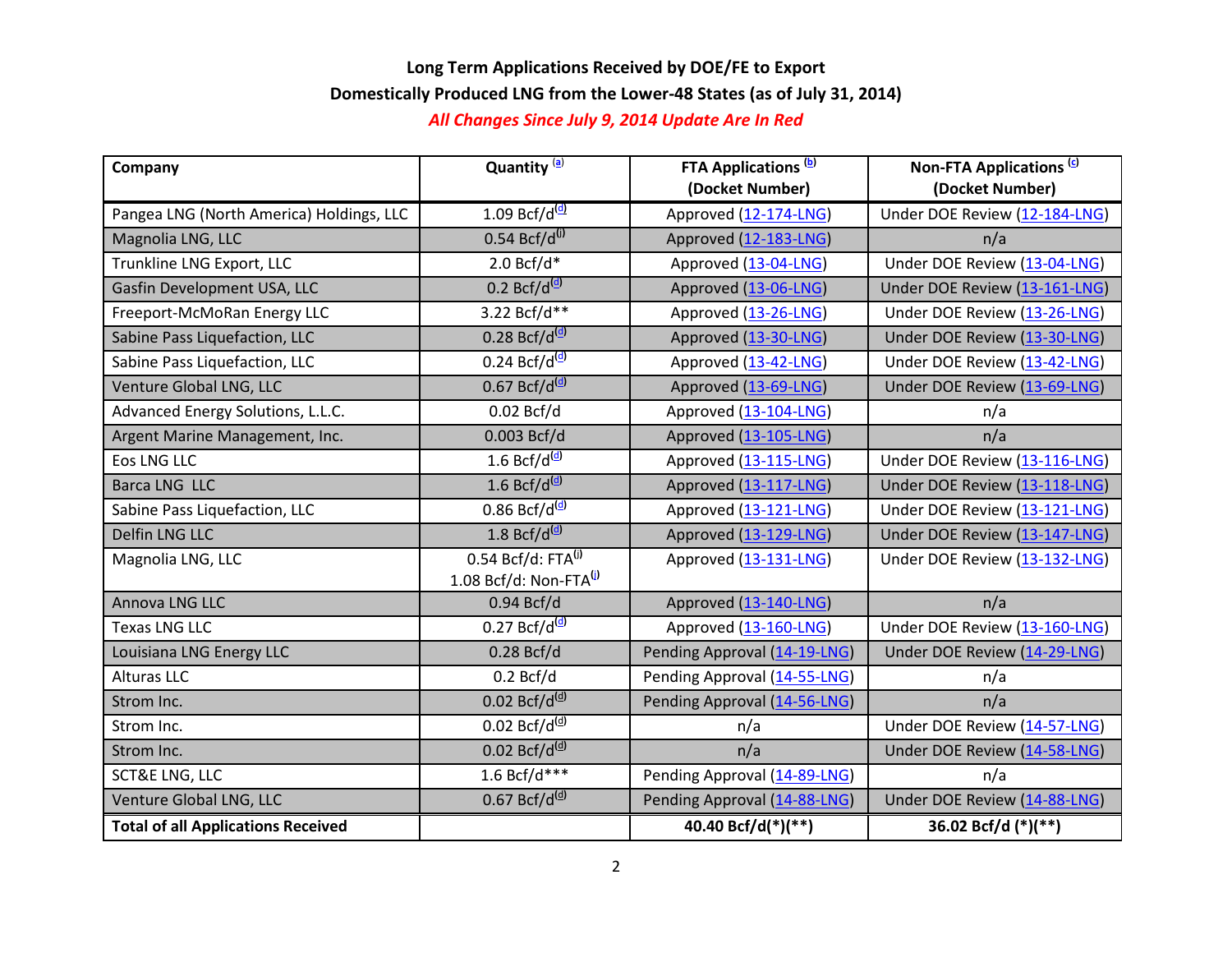**Long Term Applications Received by DOE/FE to Export Domestically Produced LNG from the Lower-48 States (as of July 31, 2014)**

*All Changes Since July 9, 2014 Update Are In Red*

| Company | Quantity [a] | FTA Applications [b] (Docket Number) | Non-FTA Applications [c] (Docket Number) |
|---|---|---|---|
| Pangea LNG (North America) Holdings, LLC | 1.09 Bcf/d[d] | Approved (12-174-LNG) | Under DOE Review (12-184-LNG) |
| Magnolia LNG, LLC | 0.54 Bcf/d[i] | Approved (12-183-LNG) | n/a |
| Trunkline LNG Export, LLC | 2.0 Bcf/d* | Approved (13-04-LNG) | Under DOE Review (13-04-LNG) |
| Gasfin Development USA, LLC | 0.2 Bcf/d[d] | Approved (13-06-LNG) | Under DOE Review (13-161-LNG) |
| Freeport-McMoRan Energy LLC | 3.22 Bcf/d** | Approved (13-26-LNG) | Under DOE Review (13-26-LNG) |
| Sabine Pass Liquefaction, LLC | 0.28 Bcf/d[d] | Approved (13-30-LNG) | Under DOE Review (13-30-LNG) |
| Sabine Pass Liquefaction, LLC | 0.24 Bcf/d[d] | Approved (13-42-LNG) | Under DOE Review (13-42-LNG) |
| Venture Global LNG, LLC | 0.67 Bcf/d[d] | Approved (13-69-LNG) | Under DOE Review (13-69-LNG) |
| Advanced Energy Solutions, L.L.C. | 0.02 Bcf/d | Approved (13-104-LNG) | n/a |
| Argent Marine Management, Inc. | 0.003 Bcf/d | Approved (13-105-LNG) | n/a |
| Eos LNG LLC | 1.6 Bcf/d[d] | Approved (13-115-LNG) | Under DOE Review (13-116-LNG) |
| Barca LNG LLC | 1.6 Bcf/d[d] | Approved (13-117-LNG) | Under DOE Review (13-118-LNG) |
| Sabine Pass Liquefaction, LLC | 0.86 Bcf/d[d] | Approved (13-121-LNG) | Under DOE Review (13-121-LNG) |
| Delfin LNG LLC | 1.8 Bcf/d[d] | Approved (13-129-LNG) | Under DOE Review (13-147-LNG) |
| Magnolia LNG, LLC | 0.54 Bcf/d: FTA[i] 1.08 Bcf/d: Non-FTA[i] | Approved (13-131-LNG) | Under DOE Review (13-132-LNG) |
| Annova LNG LLC | 0.94 Bcf/d | Approved (13-140-LNG) | n/a |
| Texas LNG LLC | 0.27 Bcf/d[d] | Approved (13-160-LNG) | Under DOE Review (13-160-LNG) |
| Louisiana LNG Energy LLC | 0.28 Bcf/d | Pending Approval (14-19-LNG) | Under DOE Review (14-29-LNG) |
| Alturas LLC | 0.2 Bcf/d | Pending Approval (14-55-LNG) | n/a |
| Strom Inc. | 0.02 Bcf/d[d] | Pending Approval (14-56-LNG) | n/a |
| Strom Inc. | 0.02 Bcf/d[d] | n/a | Under DOE Review (14-57-LNG) |
| Strom Inc. | 0.02 Bcf/d[d] | n/a | Under DOE Review (14-58-LNG) |
| SCT&E LNG, LLC | 1.6 Bcf/d*** | Pending Approval (14-89-LNG) | n/a |
| Venture Global LNG, LLC | 0.67 Bcf/d[d] | Pending Approval (14-88-LNG) | Under DOE Review (14-88-LNG) |
| **Total of all Applications Received** | | **40.40 Bcf/d(*)(**)** | **36.02 Bcf/d (*)(**)** |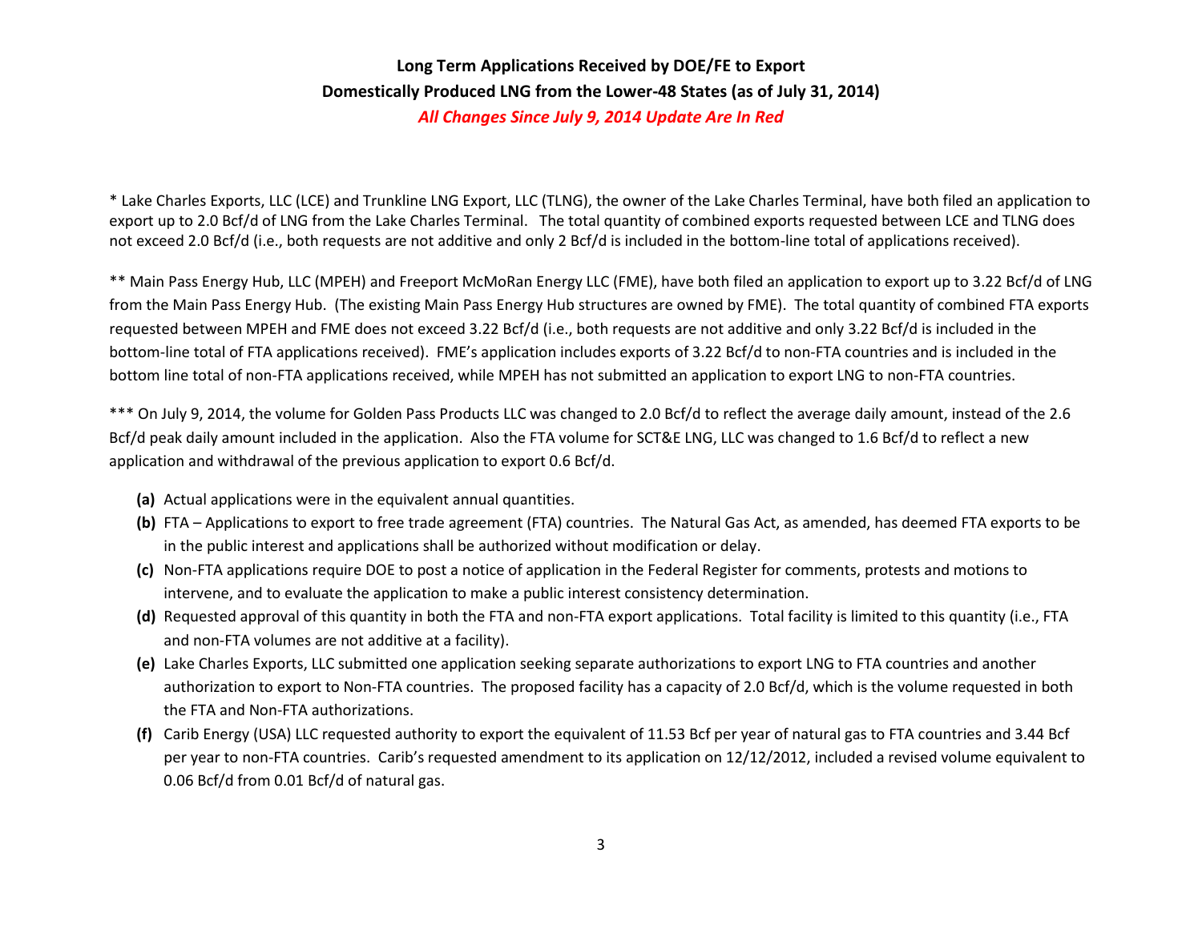**Long Term Applications Received by DOE/FE to Export Domestically Produced LNG from the Lower-48 States (as of July 31, 2014)**

***All Changes Since July 9, 2014 Update Are In Red***

* Lake Charles Exports, LLC (LCE) and Trunkline LNG Export, LLC (TLNG), the owner of the Lake Charles Terminal, have both filed an application to export up to 2.0 Bcf/d of LNG from the Lake Charles Terminal. The total quantity of combined exports requested between LCE and TLNG does not exceed 2.0 Bcf/d (i.e., both requests are not additive and only 2 Bcf/d is included in the bottom-line total of applications received).

** Main Pass Energy Hub, LLC (MPEH) and Freeport McMoRan Energy LLC (FME), have both filed an application to export up to 3.22 Bcf/d of LNG from the Main Pass Energy Hub. (The existing Main Pass Energy Hub structures are owned by FME). The total quantity of combined FTA exports requested between MPEH and FME does not exceed 3.22 Bcf/d (i.e., both requests are not additive and only 3.22 Bcf/d is included in the bottom-line total of FTA applications received). FME's application includes exports of 3.22 Bcf/d to non-FTA countries and is included in the bottom line total of non-FTA applications received, while MPEH has not submitted an application to export LNG to non-FTA countries.

*** On July 9, 2014, the volume for Golden Pass Products LLC was changed to 2.0 Bcf/d to reflect the average daily amount, instead of the 2.6 Bcf/d peak daily amount included in the application. Also the FTA volume for SCT&E LNG, LLC was changed to 1.6 Bcf/d to reflect a new application and withdrawal of the previous application to export 0.6 Bcf/d.

- **(a)** Actual applications were in the equivalent annual quantities.
- **(b)** FTA – Applications to export to free trade agreement (FTA) countries. The Natural Gas Act, as amended, has deemed FTA exports to be in the public interest and applications shall be authorized without modification or delay.
- **(c)** Non-FTA applications require DOE to post a notice of application in the Federal Register for comments, protests and motions to intervene, and to evaluate the application to make a public interest consistency determination.
- **(d)** Requested approval of this quantity in both the FTA and non-FTA export applications. Total facility is limited to this quantity (i.e., FTA and non-FTA volumes are not additive at a facility).
- **(e)** Lake Charles Exports, LLC submitted one application seeking separate authorizations to export LNG to FTA countries and another authorization to export to Non-FTA countries. The proposed facility has a capacity of 2.0 Bcf/d, which is the volume requested in both the FTA and Non-FTA authorizations.
- **(f)** Carib Energy (USA) LLC requested authority to export the equivalent of 11.53 Bcf per year of natural gas to FTA countries and 3.44 Bcf per year to non-FTA countries. Carib's requested amendment to its application on 12/12/2012, included a revised volume equivalent to 0.06 Bcf/d from 0.01 Bcf/d of natural gas.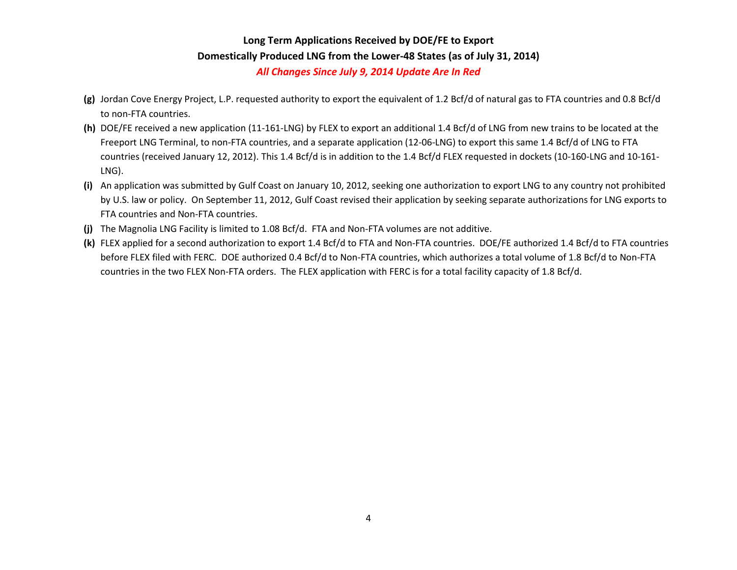**Long Term Applications Received by DOE/FE to Export Domestically Produced LNG from the Lower-48 States (as of July 31, 2014)**

*All Changes Since July 9, 2014 Update Are In Red*

**(g)** Jordan Cove Energy Project, L.P. requested authority to export the equivalent of 1.2 Bcf/d of natural gas to FTA countries and 0.8 Bcf/d to non-FTA countries.

**(h)** DOE/FE received a new application (11-161-LNG) by FLEX to export an additional 1.4 Bcf/d of LNG from new trains to be located at the Freeport LNG Terminal, to non-FTA countries, and a separate application (12-06-LNG) to export this same 1.4 Bcf/d of LNG to FTA countries (received January 12, 2012). This 1.4 Bcf/d is in addition to the 1.4 Bcf/d FLEX requested in dockets (10-160-LNG and 10-161-LNG).

**(i)** An application was submitted by Gulf Coast on January 10, 2012, seeking one authorization to export LNG to any country not prohibited by U.S. law or policy. On September 11, 2012, Gulf Coast revised their application by seeking separate authorizations for LNG exports to FTA countries and Non-FTA countries.

**(j)** The Magnolia LNG Facility is limited to 1.08 Bcf/d. FTA and Non-FTA volumes are not additive.

**(k)** FLEX applied for a second authorization to export 1.4 Bcf/d to FTA and Non-FTA countries. DOE/FE authorized 1.4 Bcf/d to FTA countries before FLEX filed with FERC. DOE authorized 0.4 Bcf/d to Non-FTA countries, which authorizes a total volume of 1.8 Bcf/d to Non-FTA countries in the two FLEX Non-FTA orders. The FLEX application with FERC is for a total facility capacity of 1.8 Bcf/d.